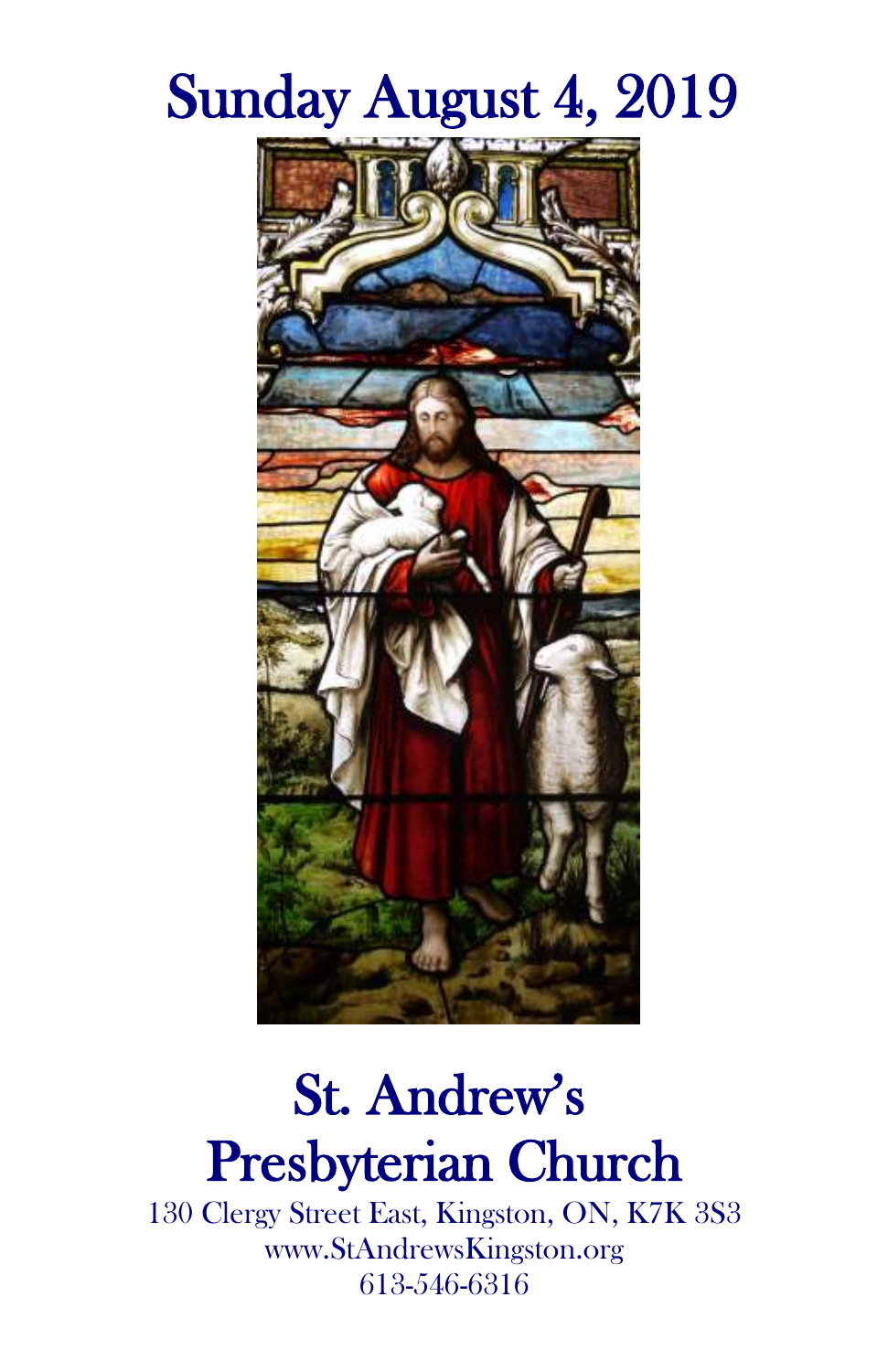# Sunday August 4, 2019

# St. Andrew's Presbyterian Church

130 Clergy Street East, Kingston, ON, K7K 3S3
www.StAndrewsKingston.org
613-546-6316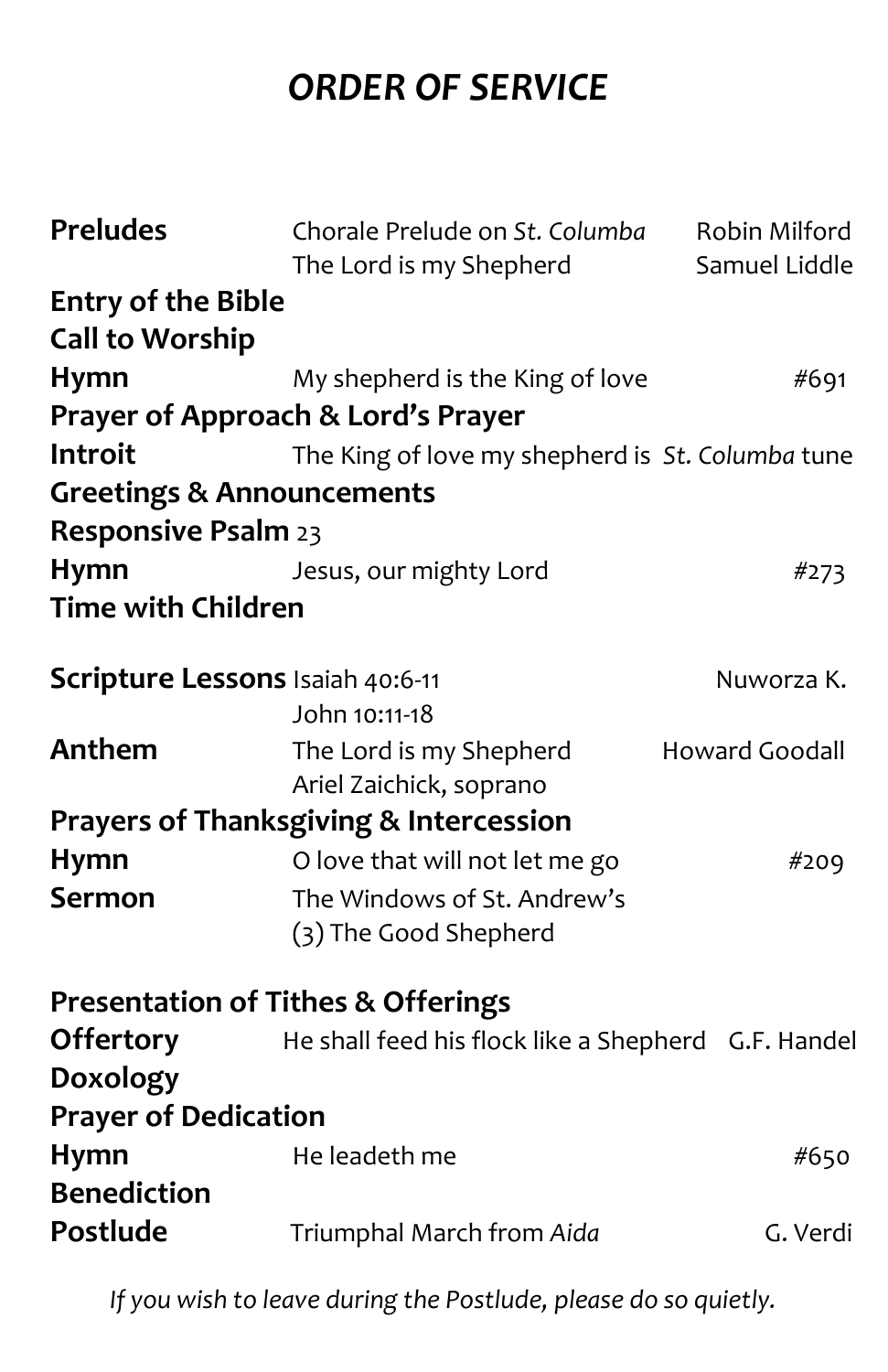# *ORDER OF SERVICE*

**Preludes** Chorale Prelude on *St. Columba* — Robin Milford
The Lord is my Shepherd — Samuel Liddle

**Entry of the Bible**

**Call to Worship**

**Hymn** My shepherd is the King of love — #691

**Prayer of Approach & Lord's Prayer**

**Introit** The King of love my shepherd is *St. Columba* tune

**Greetings & Announcements**

**Responsive Psalm** 23

**Hymn** Jesus, our mighty Lord — #273

**Time with Children**

**Scripture Lessons** Isaiah 40:6-11 — Nuworza K.
John 10:11-18

**Anthem** The Lord is my Shepherd — Howard Goodall
Ariel Zaichick, soprano

**Prayers of Thanksgiving & Intercession**

**Hymn** O love that will not let me go — #209

**Sermon** The Windows of St. Andrew's
(3) The Good Shepherd

**Presentation of Tithes & Offerings**

**Offertory** He shall feed his flock like a Shepherd — G.F. Handel

**Doxology**

**Prayer of Dedication**

**Hymn** He leadeth me — #650

**Benediction**

**Postlude** Triumphal March from *Aida* — G. Verdi

*If you wish to leave during the Postlude, please do so quietly.*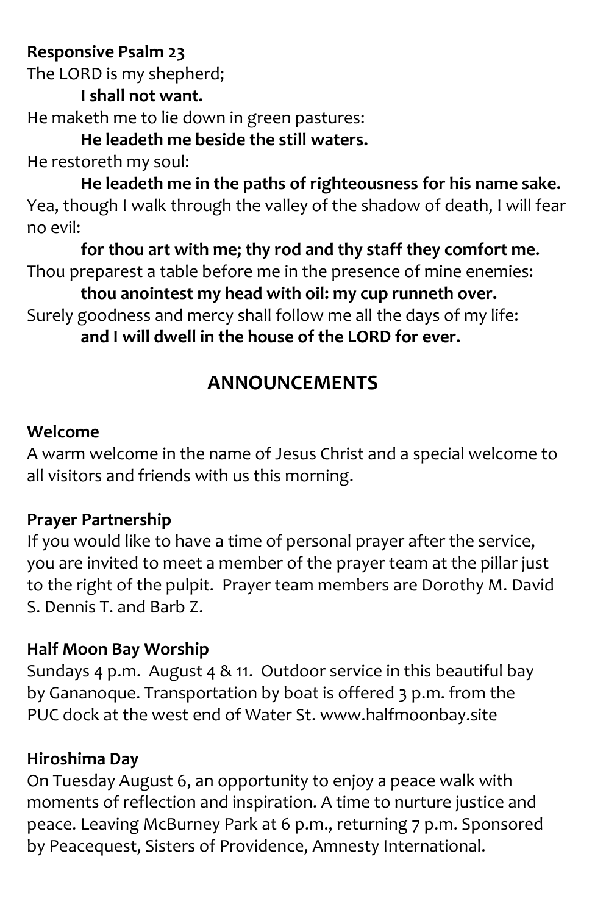**Responsive Psalm 23**

The LORD is my shepherd;

**I shall not want.**

He maketh me to lie down in green pastures:

**He leadeth me beside the still waters.**

He restoreth my soul:

**He leadeth me in the paths of righteousness for his name sake.**

Yea, though I walk through the valley of the shadow of death, I will fear no evil:

**for thou art with me; thy rod and thy staff they comfort me.**

Thou preparest a table before me in the presence of mine enemies:

**thou anointest my head with oil: my cup runneth over.**

Surely goodness and mercy shall follow me all the days of my life:

**and I will dwell in the house of the LORD for ever.**

## ANNOUNCEMENTS

**Welcome**

A warm welcome in the name of Jesus Christ and a special welcome to all visitors and friends with us this morning.

**Prayer Partnership**

If you would like to have a time of personal prayer after the service, you are invited to meet a member of the prayer team at the pillar just to the right of the pulpit. Prayer team members are Dorothy M. David S. Dennis T. and Barb Z.

**Half Moon Bay Worship**

Sundays 4 p.m. August 4 & 11. Outdoor service in this beautiful bay by Gananoque. Transportation by boat is offered 3 p.m. from the PUC dock at the west end of Water St. www.halfmoonbay.site

**Hiroshima Day**

On Tuesday August 6, an opportunity to enjoy a peace walk with moments of reflection and inspiration. A time to nurture justice and peace. Leaving McBurney Park at 6 p.m., returning 7 p.m. Sponsored by Peacequest, Sisters of Providence, Amnesty International.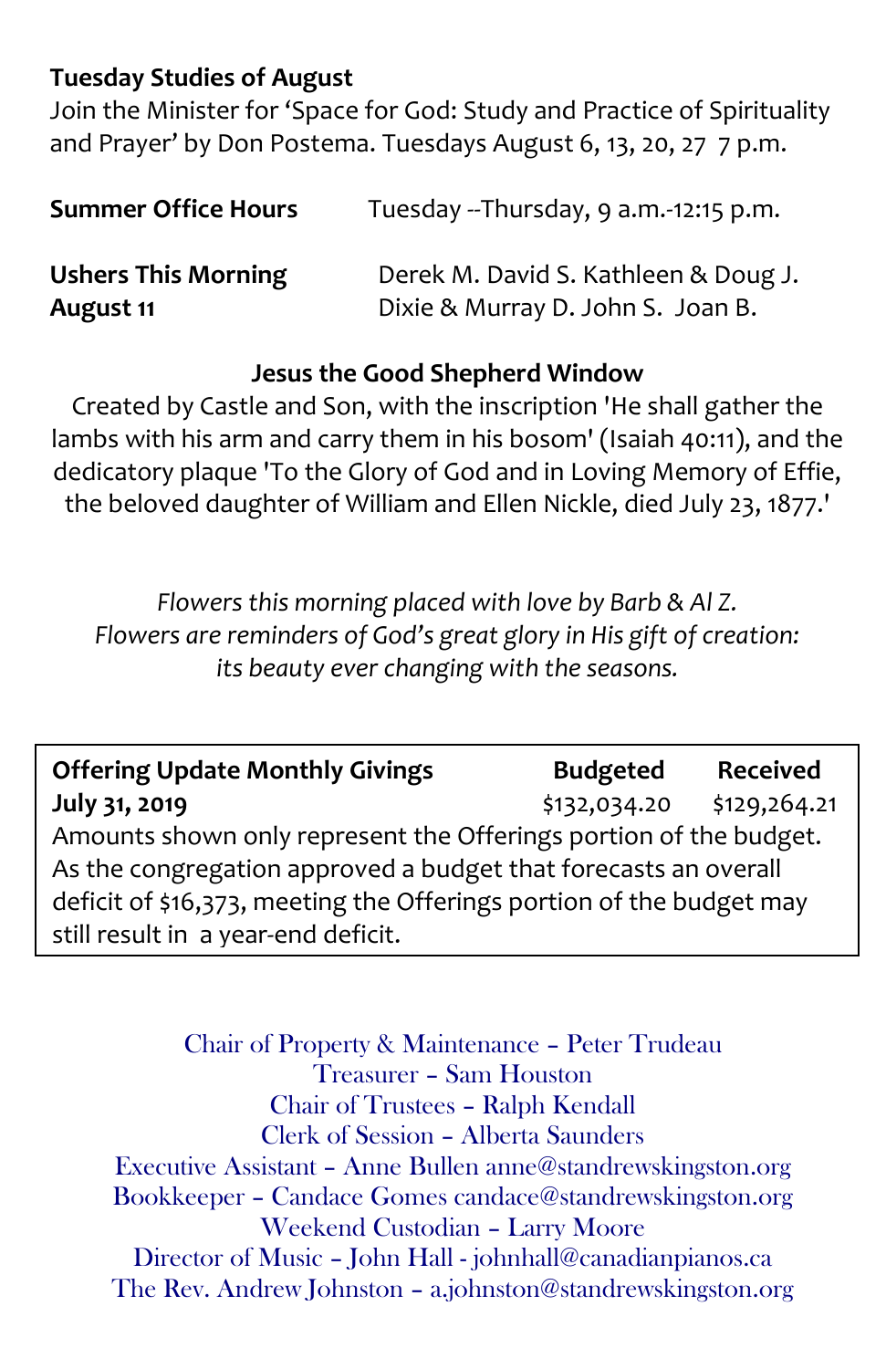**Tuesday Studies of August**

Join the Minister for 'Space for God: Study and Practice of Spirituality and Prayer' by Don Postema. Tuesdays August 6, 13, 20, 27 7 p.m.

**Summer Office Hours** Tuesday --Thursday, 9 a.m.-12:15 p.m.

**Ushers This Morning August 11** Derek M. David S. Kathleen & Doug J. Dixie & Murray D. John S. Joan B.

**Jesus the Good Shepherd Window**

Created by Castle and Son, with the inscription 'He shall gather the lambs with his arm and carry them in his bosom' (Isaiah 40:11), and the dedicatory plaque 'To the Glory of God and in Loving Memory of Effie, the beloved daughter of William and Ellen Nickle, died July 23, 1877.'

*Flowers this morning placed with love by Barb & Al Z.*
*Flowers are reminders of God's great glory in His gift of creation: its beauty ever changing with the seasons.*

| Offering Update Monthly Givings | Budgeted | Received |
|---|---|---|
| **July 31, 2019** | $132,034.20 | $129,264.21 |

Amounts shown only represent the Offerings portion of the budget. As the congregation approved a budget that forecasts an overall deficit of $16,373, meeting the Offerings portion of the budget may still result in a year-end deficit.

Chair of Property & Maintenance – Peter Trudeau
Treasurer – Sam Houston
Chair of Trustees – Ralph Kendall
Clerk of Session – Alberta Saunders
Executive Assistant – Anne Bullen anne@standrewskingston.org
Bookkeeper – Candace Gomes candace@standrewskingston.org
Weekend Custodian – Larry Moore
Director of Music – John Hall - johnhall@canadianpianos.ca
The Rev. Andrew Johnston – a.johnston@standrewskingston.org